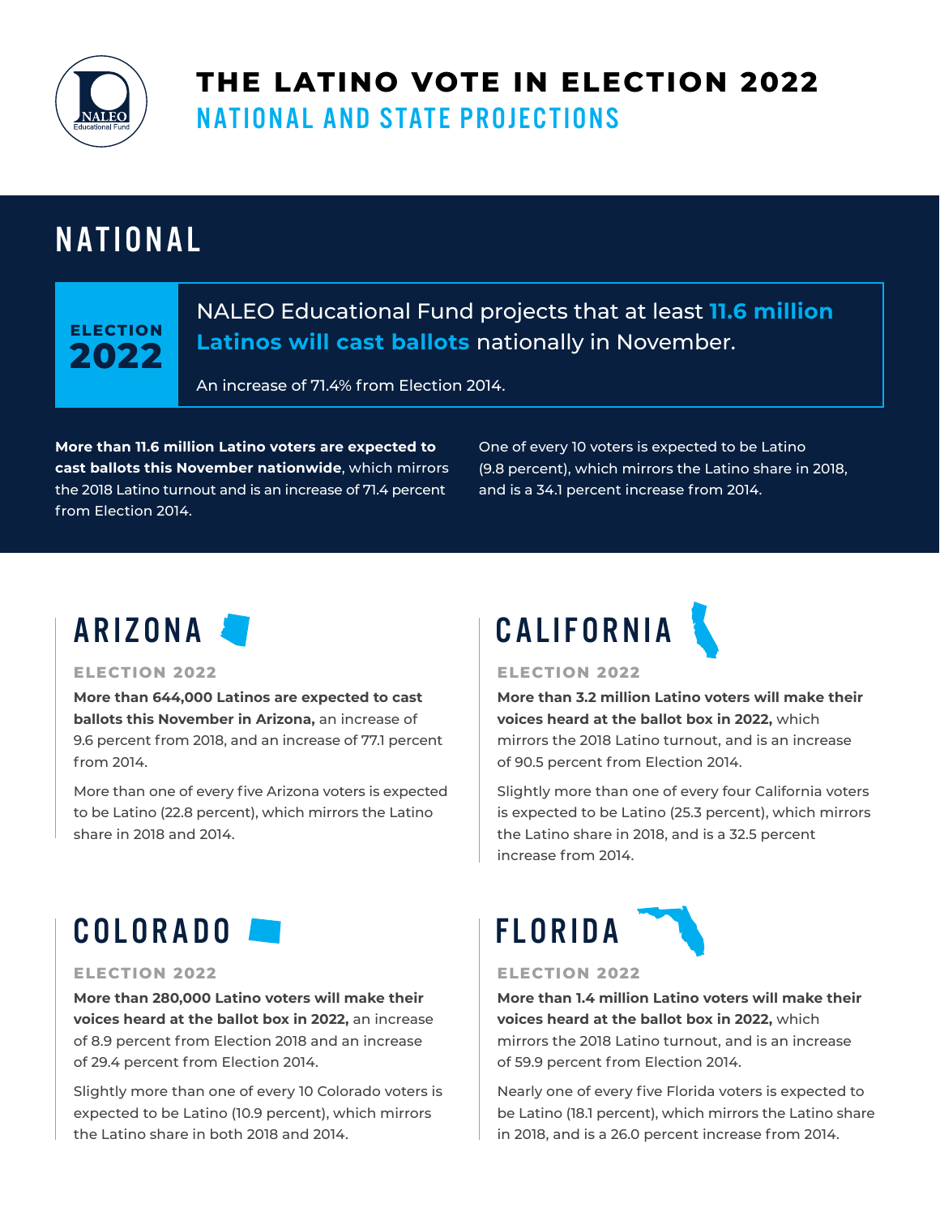# THE LATINO VOTE IN ELECTION 2022

## NATIONAL AND STATE PROJECTIONS

## NATIONAL

**ELECTION 2022**

NALEO Educational Fund projects that at least **11.6 million Latinos will cast ballots** nationally in November.

An increase of 71.4% from Election 2014.

**More than 11.6 million Latino voters are expected to cast ballots this November nationwide**, which mirrors the 2018 Latino turnout and is an increase of 71.4 percent from Election 2014.

One of every 10 voters is expected to be Latino (9.8 percent), which mirrors the Latino share in 2018, and is a 34.1 percent increase from 2014.

## ARIZONA

### ELECTION 2022

**More than 644,000 Latinos are expected to cast ballots this November in Arizona,** an increase of 9.6 percent from 2018, and an increase of 77.1 percent from 2014.

More than one of every five Arizona voters is expected to be Latino (22.8 percent), which mirrors the Latino share in 2018 and 2014.

## CALIFORNIA

### ELECTION 2022

**More than 3.2 million Latino voters will make their voices heard at the ballot box in 2022,** which mirrors the 2018 Latino turnout, and is an increase of 90.5 percent from Election 2014.

Slightly more than one of every four California voters is expected to be Latino (25.3 percent), which mirrors the Latino share in 2018, and is a 32.5 percent increase from 2014.

## COLORADO

### ELECTION 2022

**More than 280,000 Latino voters will make their voices heard at the ballot box in 2022,** an increase of 8.9 percent from Election 2018 and an increase of 29.4 percent from Election 2014.

Slightly more than one of every 10 Colorado voters is expected to be Latino (10.9 percent), which mirrors the Latino share in both 2018 and 2014.

## FLORIDA

### ELECTION 2022

**More than 1.4 million Latino voters will make their voices heard at the ballot box in 2022,** which mirrors the 2018 Latino turnout, and is an increase of 59.9 percent from Election 2014.

Nearly one of every five Florida voters is expected to be Latino (18.1 percent), which mirrors the Latino share in 2018, and is a 26.0 percent increase from 2014.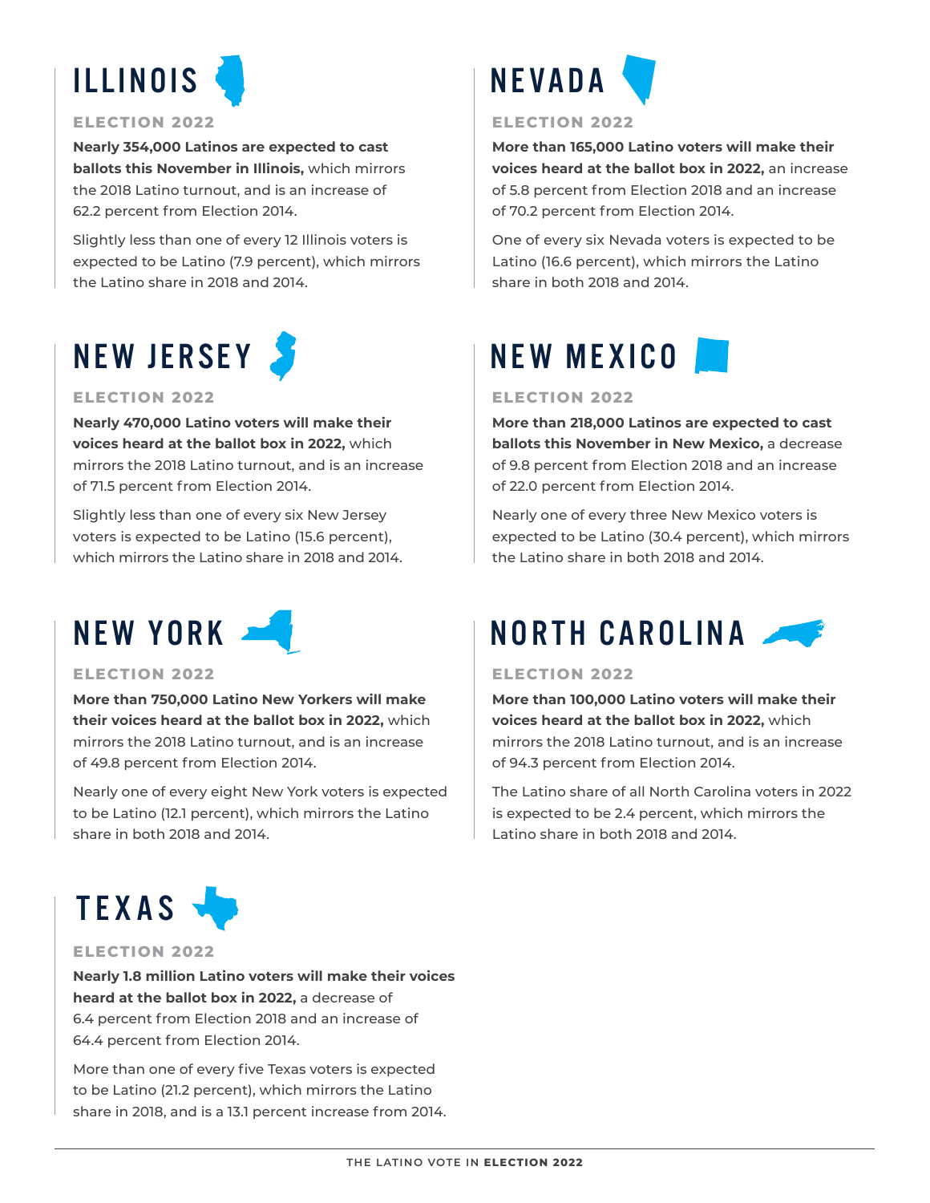## ILLINOIS

### ELECTION 2022

**Nearly 354,000 Latinos are expected to cast ballots this November in Illinois,** which mirrors the 2018 Latino turnout, and is an increase of 62.2 percent from Election 2014.

Slightly less than one of every 12 Illinois voters is expected to be Latino (7.9 percent), which mirrors the Latino share in 2018 and 2014.

## NEW JERSEY

### ELECTION 2022

**Nearly 470,000 Latino voters will make their voices heard at the ballot box in 2022,** which mirrors the 2018 Latino turnout, and is an increase of 71.5 percent from Election 2014.

Slightly less than one of every six New Jersey voters is expected to be Latino (15.6 percent), which mirrors the Latino share in 2018 and 2014.

## NEW YORK

### ELECTION 2022

**More than 750,000 Latino New Yorkers will make their voices heard at the ballot box in 2022,** which mirrors the 2018 Latino turnout, and is an increase of 49.8 percent from Election 2014.

Nearly one of every eight New York voters is expected to be Latino (12.1 percent), which mirrors the Latino share in both 2018 and 2014.

## TEXAS

### ELECTION 2022

**Nearly 1.8 million Latino voters will make their voices heard at the ballot box in 2022,** a decrease of 6.4 percent from Election 2018 and an increase of 64.4 percent from Election 2014.

More than one of every five Texas voters is expected to be Latino (21.2 percent), which mirrors the Latino share in 2018, and is a 13.1 percent increase from 2014.

## NEVADA

### ELECTION 2022

**More than 165,000 Latino voters will make their voices heard at the ballot box in 2022,** an increase of 5.8 percent from Election 2018 and an increase of 70.2 percent from Election 2014.

One of every six Nevada voters is expected to be Latino (16.6 percent), which mirrors the Latino share in both 2018 and 2014.

## NEW MEXICO

### ELECTION 2022

**More than 218,000 Latinos are expected to cast ballots this November in New Mexico,** a decrease of 9.8 percent from Election 2018 and an increase of 22.0 percent from Election 2014.

Nearly one of every three New Mexico voters is expected to be Latino (30.4 percent), which mirrors the Latino share in both 2018 and 2014.

## NORTH CAROLINA

### ELECTION 2022

**More than 100,000 Latino voters will make their voices heard at the ballot box in 2022,** which mirrors the 2018 Latino turnout, and is an increase of 94.3 percent from Election 2014.

The Latino share of all North Carolina voters in 2022 is expected to be 2.4 percent, which mirrors the Latino share in both 2018 and 2014.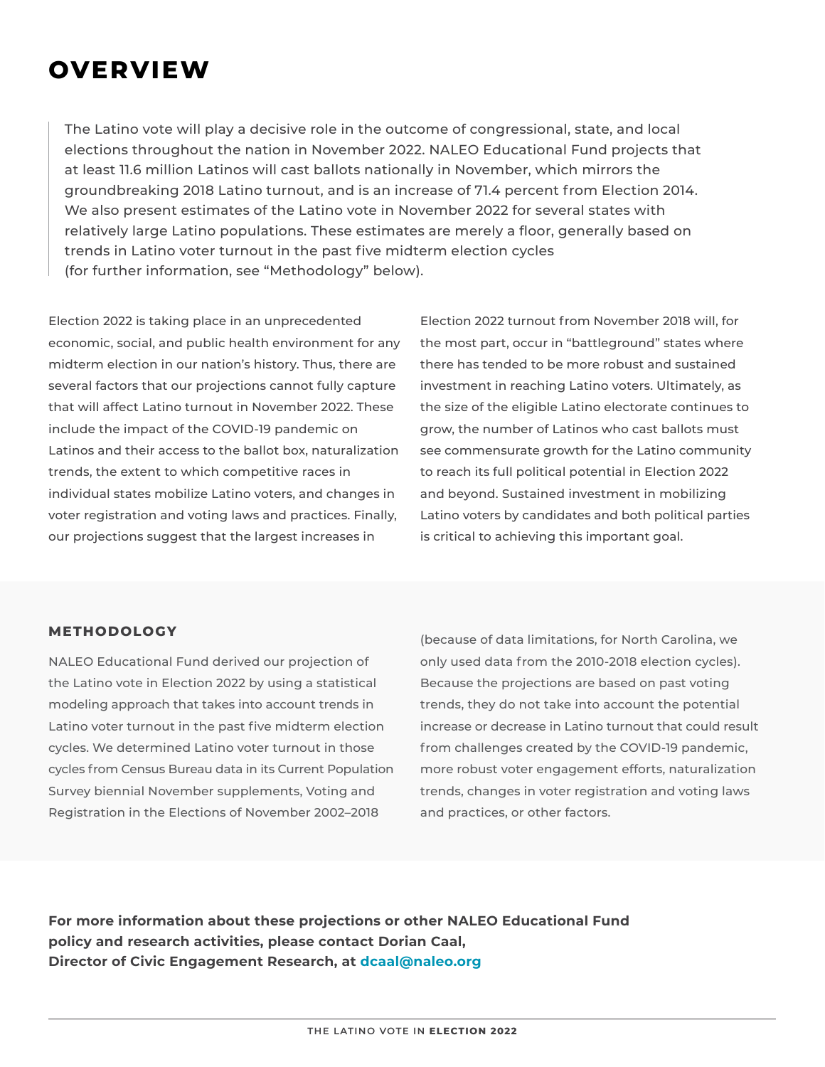# OVERVIEW

> The Latino vote will play a decisive role in the outcome of congressional, state, and local elections throughout the nation in November 2022. NALEO Educational Fund projects that at least 11.6 million Latinos will cast ballots nationally in November, which mirrors the groundbreaking 2018 Latino turnout, and is an increase of 71.4 percent from Election 2014. We also present estimates of the Latino vote in November 2022 for several states with relatively large Latino populations. These estimates are merely a floor, generally based on trends in Latino voter turnout in the past five midterm election cycles (for further information, see "Methodology" below).

Election 2022 is taking place in an unprecedented economic, social, and public health environment for any midterm election in our nation's history. Thus, there are several factors that our projections cannot fully capture that will affect Latino turnout in November 2022. These include the impact of the COVID-19 pandemic on Latinos and their access to the ballot box, naturalization trends, the extent to which competitive races in individual states mobilize Latino voters, and changes in voter registration and voting laws and practices. Finally, our projections suggest that the largest increases in Election 2022 turnout from November 2018 will, for the most part, occur in "battleground" states where there has tended to be more robust and sustained investment in reaching Latino voters. Ultimately, as the size of the eligible Latino electorate continues to grow, the number of Latinos who cast ballots must see commensurate growth for the Latino community to reach its full political potential in Election 2022 and beyond. Sustained investment in mobilizing Latino voters by candidates and both political parties is critical to achieving this important goal.

## METHODOLOGY

NALEO Educational Fund derived our projection of the Latino vote in Election 2022 by using a statistical modeling approach that takes into account trends in Latino voter turnout in the past five midterm election cycles. We determined Latino voter turnout in those cycles from Census Bureau data in its Current Population Survey biennial November supplements, Voting and Registration in the Elections of November 2002–2018 (because of data limitations, for North Carolina, we only used data from the 2010-2018 election cycles). Because the projections are based on past voting trends, they do not take into account the potential increase or decrease in Latino turnout that could result from challenges created by the COVID-19 pandemic, more robust voter engagement efforts, naturalization trends, changes in voter registration and voting laws and practices, or other factors.

**For more information about these projections or other NALEO Educational Fund policy and research activities, please contact Dorian Caal, Director of Civic Engagement Research, at dcaal@naleo.org**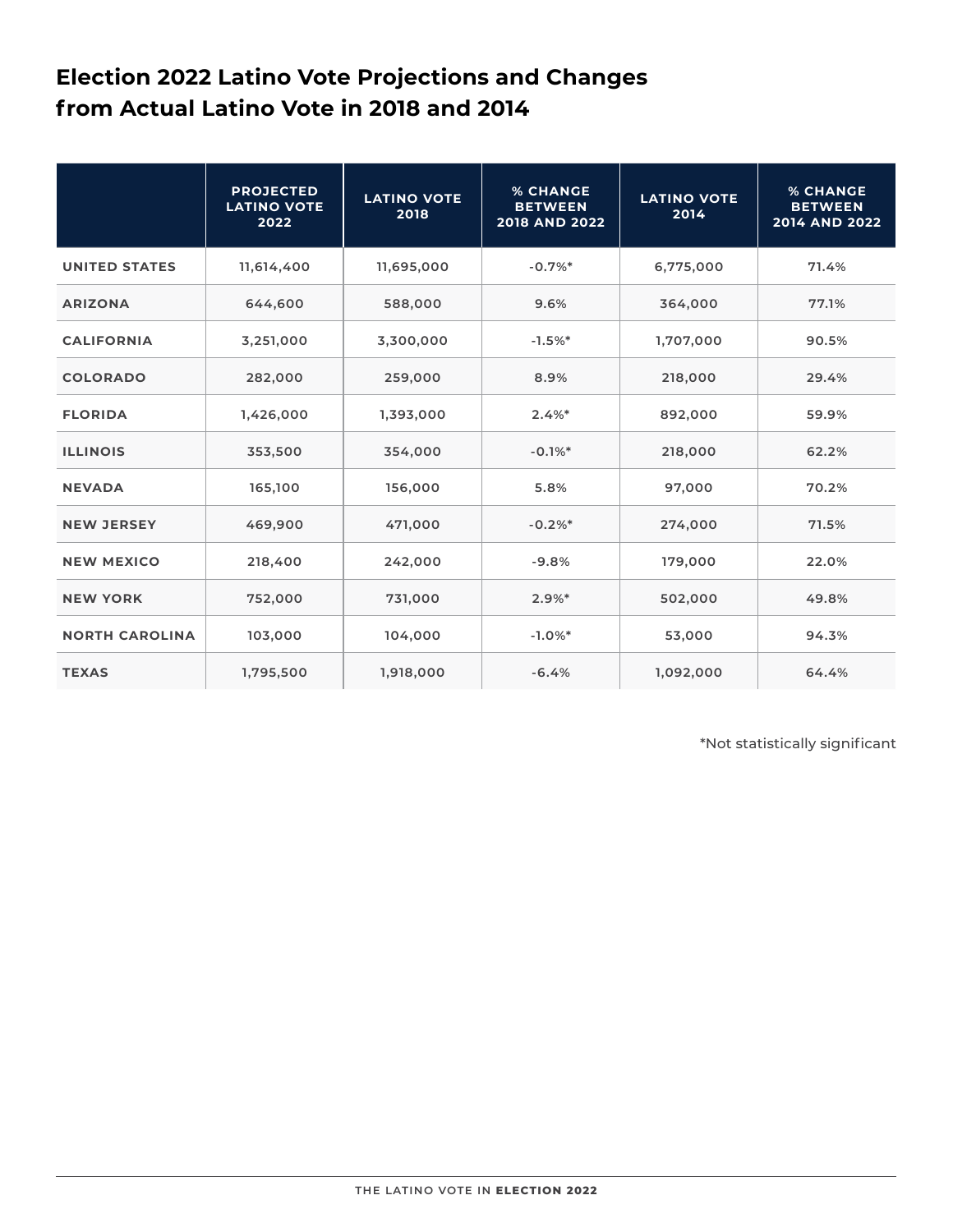## Election 2022 Latino Vote Projections and Changes from Actual Latino Vote in 2018 and 2014

| | PROJECTED LATINO VOTE 2022 | LATINO VOTE 2018 | % CHANGE BETWEEN 2018 AND 2022 | LATINO VOTE 2014 | % CHANGE BETWEEN 2014 AND 2022 |
|---|---|---|---|---|---|
| UNITED STATES | 11,614,400 | 11,695,000 | -0.7%* | 6,775,000 | 71.4% |
| ARIZONA | 644,600 | 588,000 | 9.6% | 364,000 | 77.1% |
| CALIFORNIA | 3,251,000 | 3,300,000 | -1.5%* | 1,707,000 | 90.5% |
| COLORADO | 282,000 | 259,000 | 8.9% | 218,000 | 29.4% |
| FLORIDA | 1,426,000 | 1,393,000 | 2.4%* | 892,000 | 59.9% |
| ILLINOIS | 353,500 | 354,000 | -0.1%* | 218,000 | 62.2% |
| NEVADA | 165,100 | 156,000 | 5.8% | 97,000 | 70.2% |
| NEW JERSEY | 469,900 | 471,000 | -0.2%* | 274,000 | 71.5% |
| NEW MEXICO | 218,400 | 242,000 | -9.8% | 179,000 | 22.0% |
| NEW YORK | 752,000 | 731,000 | 2.9%* | 502,000 | 49.8% |
| NORTH CAROLINA | 103,000 | 104,000 | -1.0%* | 53,000 | 94.3% |
| TEXAS | 1,795,500 | 1,918,000 | -6.4% | 1,092,000 | 64.4% |

*Not statistically significant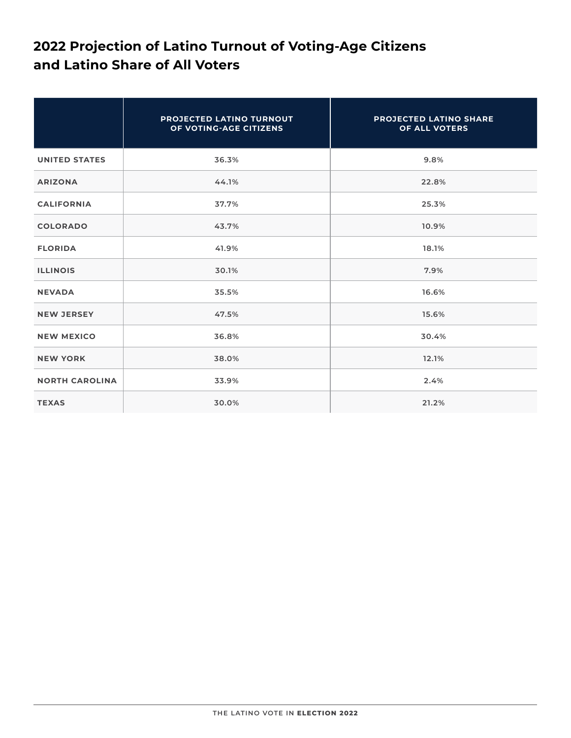## 2022 Projection of Latino Turnout of Voting-Age Citizens and Latino Share of All Voters

| | PROJECTED LATINO TURNOUT OF VOTING-AGE CITIZENS | PROJECTED LATINO SHARE OF ALL VOTERS |
|---|---|---|
| UNITED STATES | 36.3% | 9.8% |
| ARIZONA | 44.1% | 22.8% |
| CALIFORNIA | 37.7% | 25.3% |
| COLORADO | 43.7% | 10.9% |
| FLORIDA | 41.9% | 18.1% |
| ILLINOIS | 30.1% | 7.9% |
| NEVADA | 35.5% | 16.6% |
| NEW JERSEY | 47.5% | 15.6% |
| NEW MEXICO | 36.8% | 30.4% |
| NEW YORK | 38.0% | 12.1% |
| NORTH CAROLINA | 33.9% | 2.4% |
| TEXAS | 30.0% | 21.2% |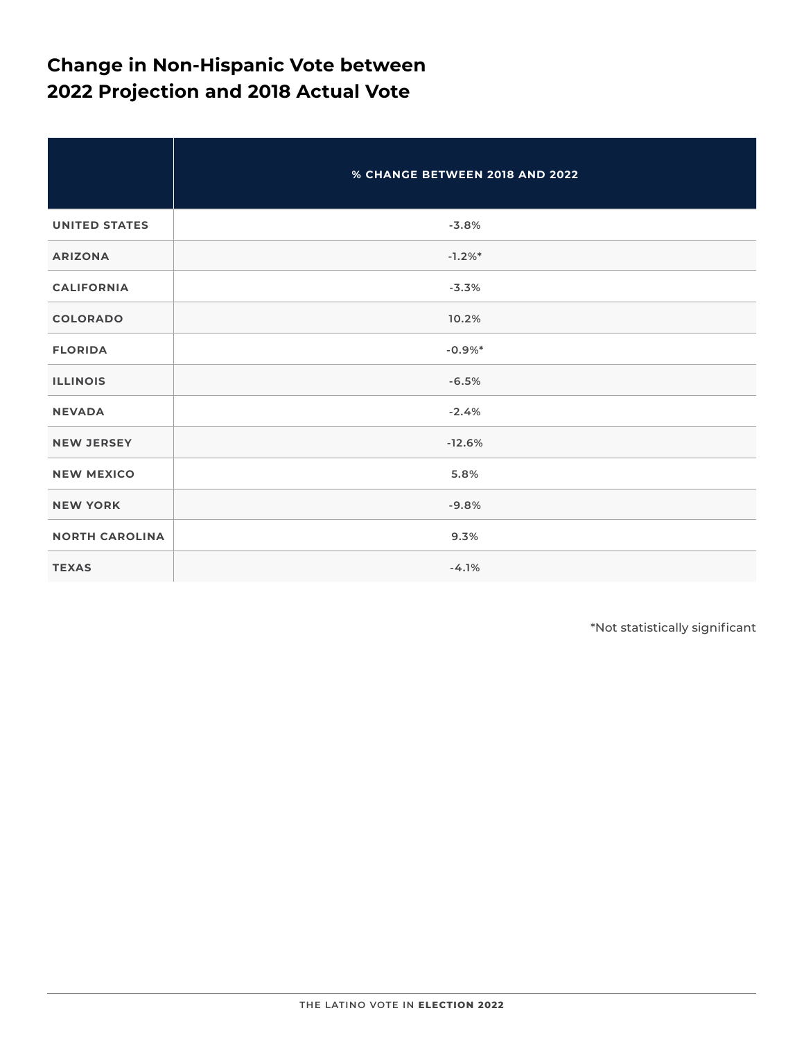## Change in Non-Hispanic Vote between 2022 Projection and 2018 Actual Vote

| | % CHANGE BETWEEN 2018 AND 2022 |
|---|---|
| UNITED STATES | -3.8% |
| ARIZONA | -1.2%* |
| CALIFORNIA | -3.3% |
| COLORADO | 10.2% |
| FLORIDA | -0.9%* |
| ILLINOIS | -6.5% |
| NEVADA | -2.4% |
| NEW JERSEY | -12.6% |
| NEW MEXICO | 5.8% |
| NEW YORK | -9.8% |
| NORTH CAROLINA | 9.3% |
| TEXAS | -4.1% |

*Not statistically significant